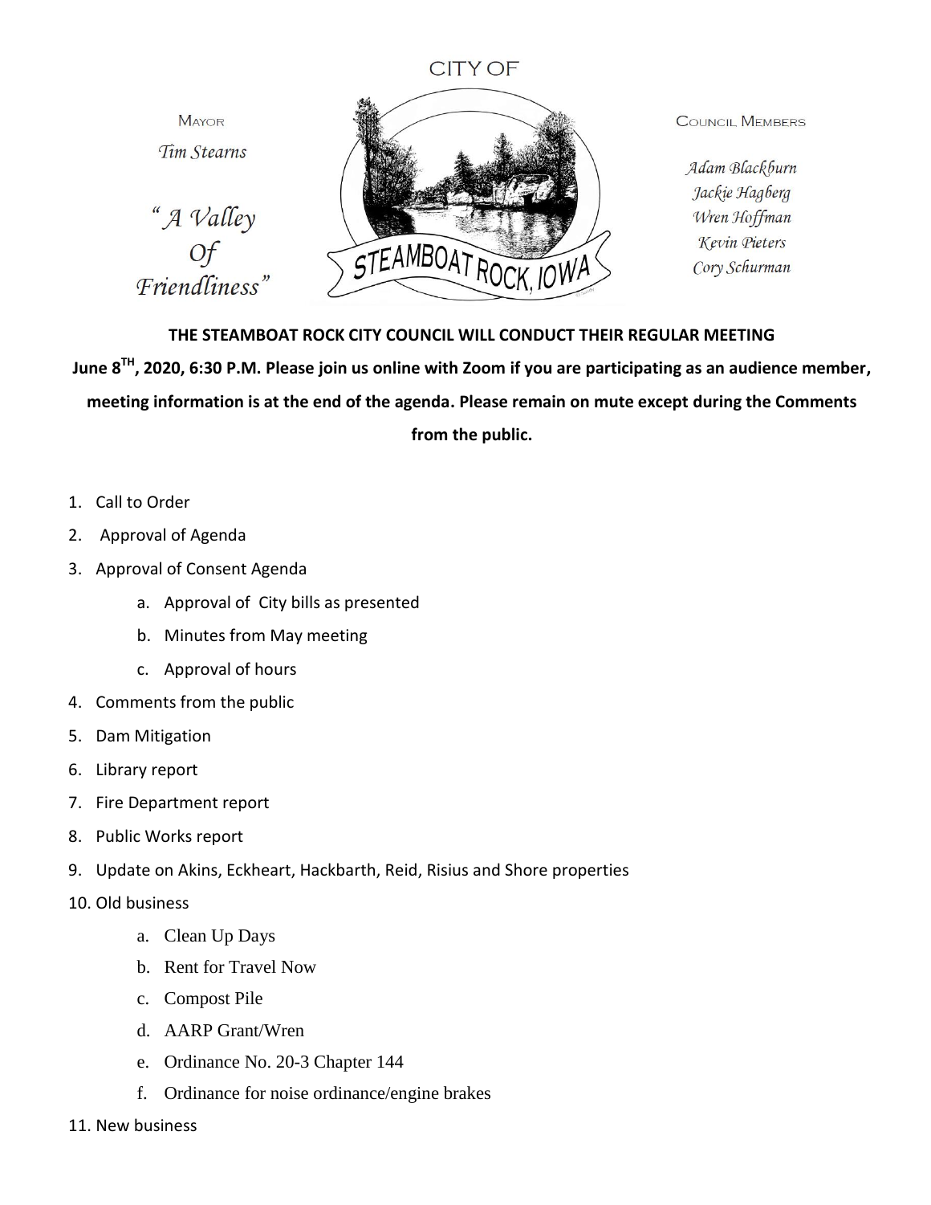CITY OF

MAYOR
*Tim Stearns*

*"A Valley Of Friendliness"*

STEAMBOAT ROCK, IOWA

COUNCIL MEMBERS

*Adam Blackburn*
*Jackie Hagberg*
*Wren Hoffman*
*Kevin Pieters*
*Cory Schurman*

**THE STEAMBOAT ROCK CITY COUNCIL WILL CONDUCT THEIR REGULAR MEETING June 8TH, 2020, 6:30 P.M. Please join us online with Zoom if you are participating as an audience member, meeting information is at the end of the agenda. Please remain on mute except during the Comments from the public.**

1. Call to Order
2. Approval of Agenda
3. Approval of Consent Agenda
   a. Approval of City bills as presented
   b. Minutes from May meeting
   c. Approval of hours
4. Comments from the public
5. Dam Mitigation
6. Library report
7. Fire Department report
8. Public Works report
9. Update on Akins, Eckheart, Hackbarth, Reid, Risius and Shore properties
10. Old business
    a. Clean Up Days
    b. Rent for Travel Now
    c. Compost Pile
    d. AARP Grant/Wren
    e. Ordinance No. 20-3 Chapter 144
    f. Ordinance for noise ordinance/engine brakes
11. New business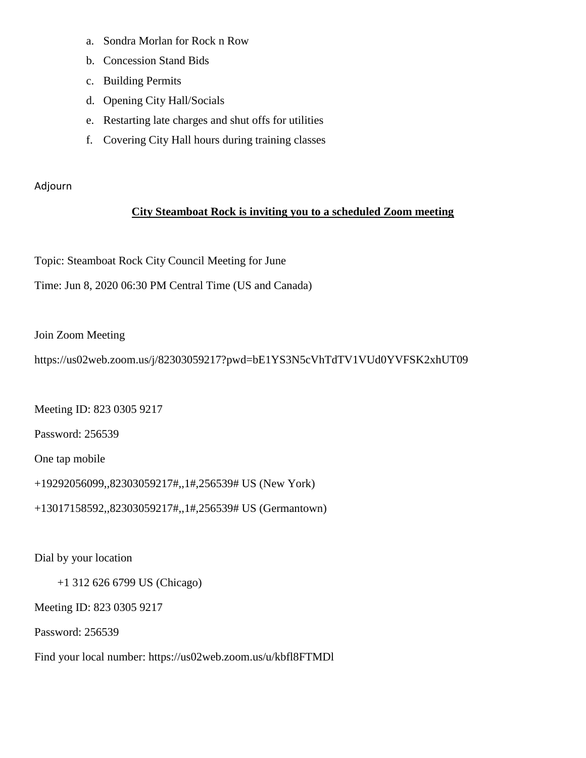a. Sondra Morlan for Rock n Row
b. Concession Stand Bids
c. Building Permits
d. Opening City Hall/Socials
e. Restarting late charges and shut offs for utilities
f. Covering City Hall hours during training classes

Adjourn

**City Steamboat Rock is inviting you to a scheduled Zoom meeting**

Topic: Steamboat Rock City Council Meeting for June

Time: Jun 8, 2020 06:30 PM Central Time (US and Canada)

Join Zoom Meeting

https://us02web.zoom.us/j/82303059217?pwd=bE1YS3N5cVhTdTV1VUd0YVFSK2xhUT09

Meeting ID: 823 0305 9217

Password: 256539

One tap mobile

+19292056099,,82303059217#,,1#,256539# US (New York)

+13017158592,,82303059217#,,1#,256539# US (Germantown)

Dial by your location

+1 312 626 6799 US (Chicago)

Meeting ID: 823 0305 9217

Password: 256539

Find your local number: https://us02web.zoom.us/u/kbfl8FTMDl